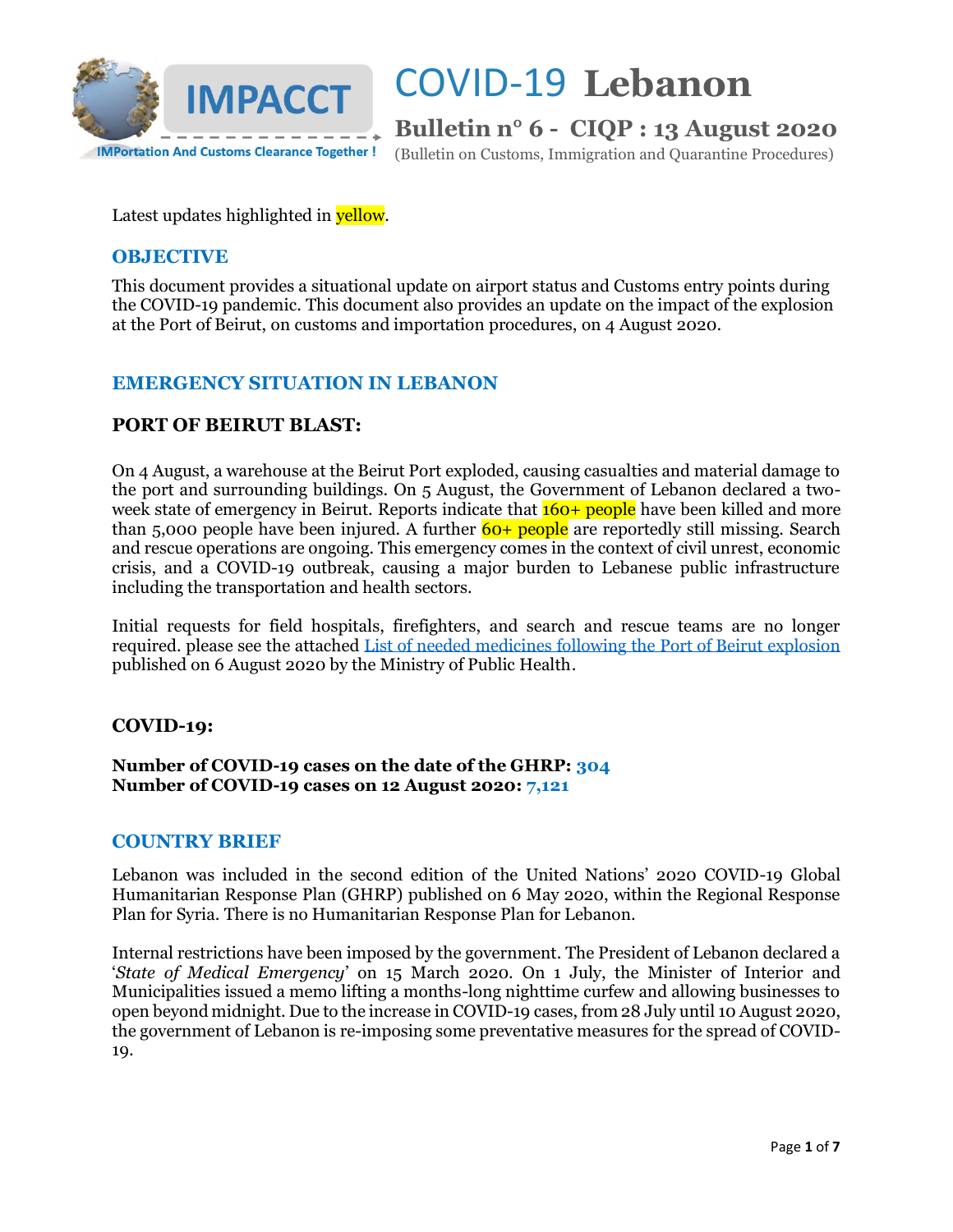# COVID-19 Lebanon

## Bulletin n° 6 - CIQP : 13 August 2020

(Bulletin on Customs, Immigration and Quarantine Procedures)

IMPACCT – IMPortation And Customs Clearance Together !

Latest updates highlighted in yellow.

## OBJECTIVE

This document provides a situational update on airport status and Customs entry points during the COVID-19 pandemic. This document also provides an update on the impact of the explosion at the Port of Beirut, on customs and importation procedures, on 4 August 2020.

## EMERGENCY SITUATION IN LEBANON

### PORT OF BEIRUT BLAST:

On 4 August, a warehouse at the Beirut Port exploded, causing casualties and material damage to the port and surrounding buildings. On 5 August, the Government of Lebanon declared a two-week state of emergency in Beirut. Reports indicate that 160+ people have been killed and more than 5,000 people have been injured. A further 60+ people are reportedly still missing. Search and rescue operations are ongoing. This emergency comes in the context of civil unrest, economic crisis, and a COVID-19 outbreak, causing a major burden to Lebanese public infrastructure including the transportation and health sectors.

Initial requests for field hospitals, firefighters, and search and rescue teams are no longer required. please see the attached List of needed medicines following the Port of Beirut explosion published on 6 August 2020 by the Ministry of Public Health.

### COVID-19:

**Number of COVID-19 cases on the date of the GHRP: 304**
**Number of COVID-19 cases on 12 August 2020: 7,121**

## COUNTRY BRIEF

Lebanon was included in the second edition of the United Nations' 2020 COVID-19 Global Humanitarian Response Plan (GHRP) published on 6 May 2020, within the Regional Response Plan for Syria. There is no Humanitarian Response Plan for Lebanon.

Internal restrictions have been imposed by the government. The President of Lebanon declared a '*State of Medical Emergency*' on 15 March 2020. On 1 July, the Minister of Interior and Municipalities issued a memo lifting a months-long nighttime curfew and allowing businesses to open beyond midnight. Due to the increase in COVID-19 cases, from 28 July until 10 August 2020, the government of Lebanon is re-imposing some preventative measures for the spread of COVID-19.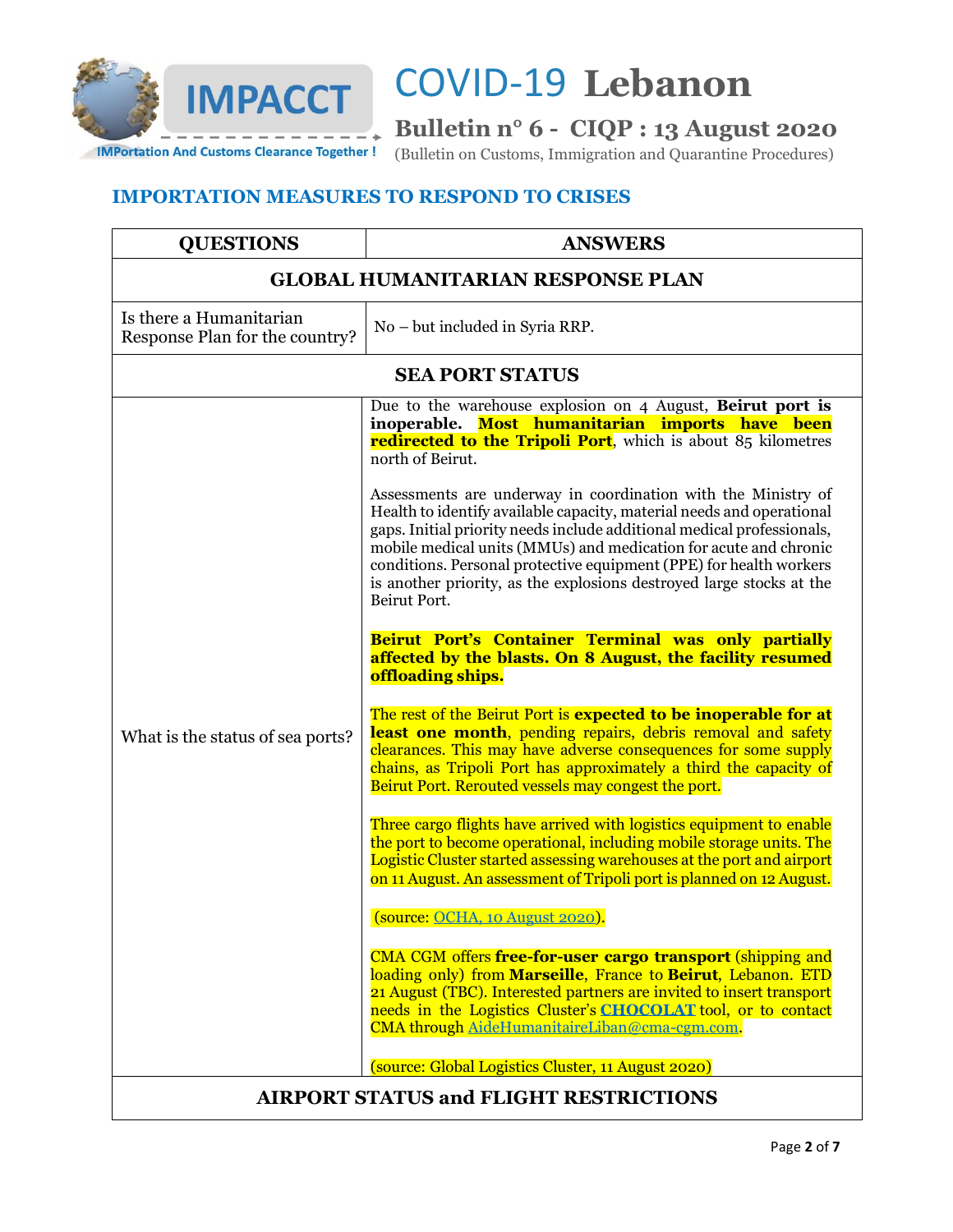# COVID-19 Lebanon

**Bulletin n° 6 - CIQP : 13 August 2020**

(Bulletin on Customs, Immigration and Quarantine Procedures)

## IMPORTATION MEASURES TO RESPOND TO CRISES

| QUESTIONS | ANSWERS |
|---|---|
| **GLOBAL HUMANITARIAN RESPONSE PLAN** | |
| Is there a Humanitarian Response Plan for the country? | No – but included in Syria RRP. |
| **SEA PORT STATUS** | |
| What is the status of sea ports? | Due to the warehouse explosion on 4 August, **Beirut port is inoperable. Most humanitarian imports have been redirected to the Tripoli Port**, which is about 85 kilometres north of Beirut.<br><br>Assessments are underway in coordination with the Ministry of Health to identify available capacity, material needs and operational gaps. Initial priority needs include additional medical professionals, mobile medical units (MMUs) and medication for acute and chronic conditions. Personal protective equipment (PPE) for health workers is another priority, as the explosions destroyed large stocks at the Beirut Port.<br><br>**Beirut Port's Container Terminal was only partially affected by the blasts. On 8 August, the facility resumed offloading ships.**<br><br>The rest of the Beirut Port is **expected to be inoperable for at least one month**, pending repairs, debris removal and safety clearances. This may have adverse consequences for some supply chains, as Tripoli Port has approximately a third the capacity of Beirut Port. Rerouted vessels may congest the port.<br><br>Three cargo flights have arrived with logistics equipment to enable the port to become operational, including mobile storage units. The Logistic Cluster started assessing warehouses at the port and airport on 11 August. An assessment of Tripoli port is planned on 12 August.<br><br>(source: OCHA, 10 August 2020).<br><br>CMA CGM offers **free-for-user cargo transport** (shipping and loading only) from **Marseille**, France to **Beirut**, Lebanon. ETD 21 August (TBC). Interested partners are invited to insert transport needs in the Logistics Cluster's **CHOCOLAT** tool, or to contact CMA through AideHumanitaireLiban@cma-cgm.com.<br><br>(source: Global Logistics Cluster, 11 August 2020) |
| **AIRPORT STATUS and FLIGHT RESTRICTIONS** | |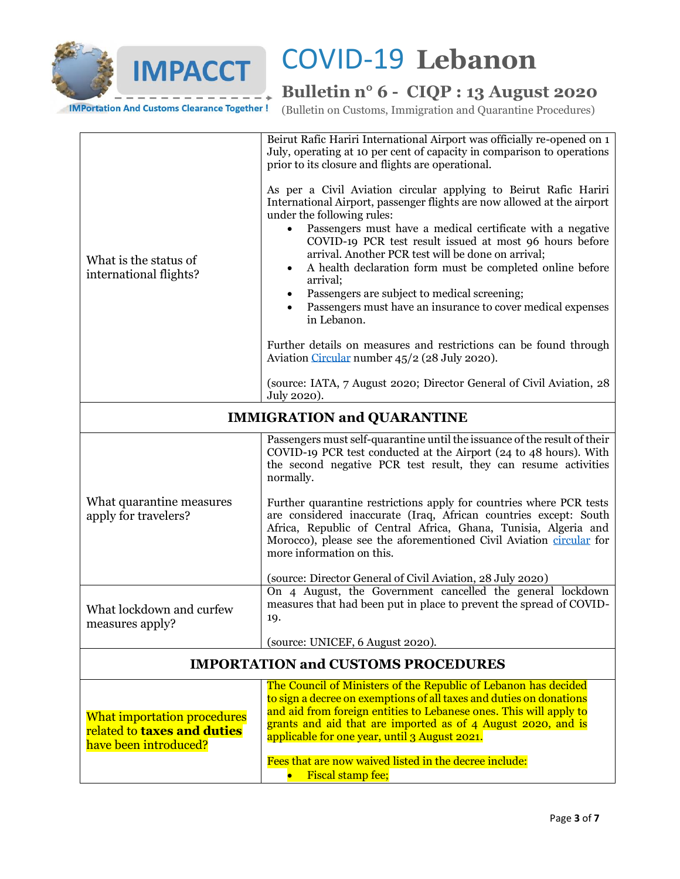| | |
|---|---|
| What is the status of international flights? | Beirut Rafic Hariri International Airport was officially re-opened on 1 July, operating at 10 per cent of capacity in comparison to operations prior to its closure and flights are operational.<br><br>As per a Civil Aviation circular applying to Beirut Rafic Hariri International Airport, passenger flights are now allowed at the airport under the following rules:<br>• Passengers must have a medical certificate with a negative COVID-19 PCR test result issued at most 96 hours before arrival. Another PCR test will be done on arrival;<br>• A health declaration form must be completed online before arrival;<br>• Passengers are subject to medical screening;<br>• Passengers must have an insurance to cover medical expenses in Lebanon.<br><br>Further details on measures and restrictions can be found through Aviation Circular number 45/2 (28 July 2020).<br><br>(source: IATA, 7 August 2020; Director General of Civil Aviation, 28 July 2020). |
| **IMMIGRATION and QUARANTINE** | |
| What quarantine measures apply for travelers? | Passengers must self-quarantine until the issuance of the result of their COVID-19 PCR test conducted at the Airport (24 to 48 hours). With the second negative PCR test result, they can resume activities normally.<br><br>Further quarantine restrictions apply for countries where PCR tests are considered inaccurate (Iraq, African countries except: South Africa, Republic of Central Africa, Ghana, Tunisia, Algeria and Morocco), please see the aforementioned Civil Aviation circular for more information on this.<br><br>(source: Director General of Civil Aviation, 28 July 2020) |
| What lockdown and curfew measures apply? | On 4 August, the Government cancelled the general lockdown measures that had been put in place to prevent the spread of COVID-19.<br><br>(source: UNICEF, 6 August 2020). |
| **IMPORTATION and CUSTOMS PROCEDURES** | |
| What importation procedures related to **taxes and duties** have been introduced? | The Council of Ministers of the Republic of Lebanon has decided to sign a decree on exemptions of all taxes and duties on donations and aid from foreign entities to Lebanese ones. This will apply to grants and aid that are imported as of 4 August 2020, and is applicable for one year, until 3 August 2021.<br><br>Fees that are now waived listed in the decree include:<br>• Fiscal stamp fee; |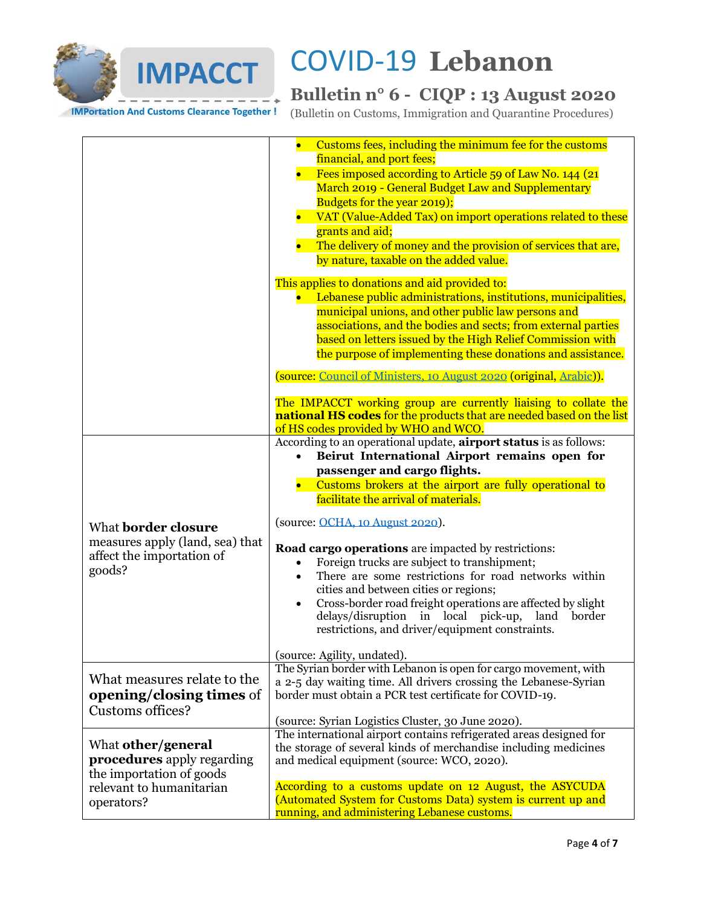| | |
|---|---|
| | • Customs fees, including the minimum fee for the customs financial, and port fees;<br>• Fees imposed according to Article 59 of Law No. 144 (21 March 2019 - General Budget Law and Supplementary Budgets for the year 2019);<br>• VAT (Value-Added Tax) on import operations related to these grants and aid;<br>• The delivery of money and the provision of services that are, by nature, taxable on the added value.<br><br>This applies to donations and aid provided to:<br>• Lebanese public administrations, institutions, municipalities, municipal unions, and other public law persons and associations, and the bodies and sects; from external parties based on letters issued by the High Relief Commission with the purpose of implementing these donations and assistance.<br><br>(source: Council of Ministers, 10 August 2020 (original, Arabic)).<br><br>The IMPACCT working group are currently liaising to collate the **national HS codes** for the products that are needed based on the list of HS codes provided by WHO and WCO. |
| What **border closure** measures apply (land, sea) that affect the importation of goods? | According to an operational update, **airport status** is as follows:<br>• **Beirut International Airport remains open for passenger and cargo flights.**<br>• Customs brokers at the airport are fully operational to facilitate the arrival of materials.<br><br>(source: OCHA, 10 August 2020).<br><br>**Road cargo operations** are impacted by restrictions:<br>• Foreign trucks are subject to transhipment;<br>• There are some restrictions for road networks within cities and between cities or regions;<br>• Cross-border road freight operations are affected by slight delays/disruption in local pick-up, land border restrictions, and driver/equipment constraints.<br><br>(source: Agility, undated). |
| What measures relate to the **opening/closing times** of Customs offices? | The Syrian border with Lebanon is open for cargo movement, with a 2-5 day waiting time. All drivers crossing the Lebanese-Syrian border must obtain a PCR test certificate for COVID-19.<br><br>(source: Syrian Logistics Cluster, 30 June 2020). |
| What **other/general procedures** apply regarding the importation of goods relevant to humanitarian operators? | The international airport contains refrigerated areas designed for the storage of several kinds of merchandise including medicines and medical equipment (source: WCO, 2020).<br><br>According to a customs update on 12 August, the ASYCUDA (Automated System for Customs Data) system is current up and running, and administering Lebanese customs. |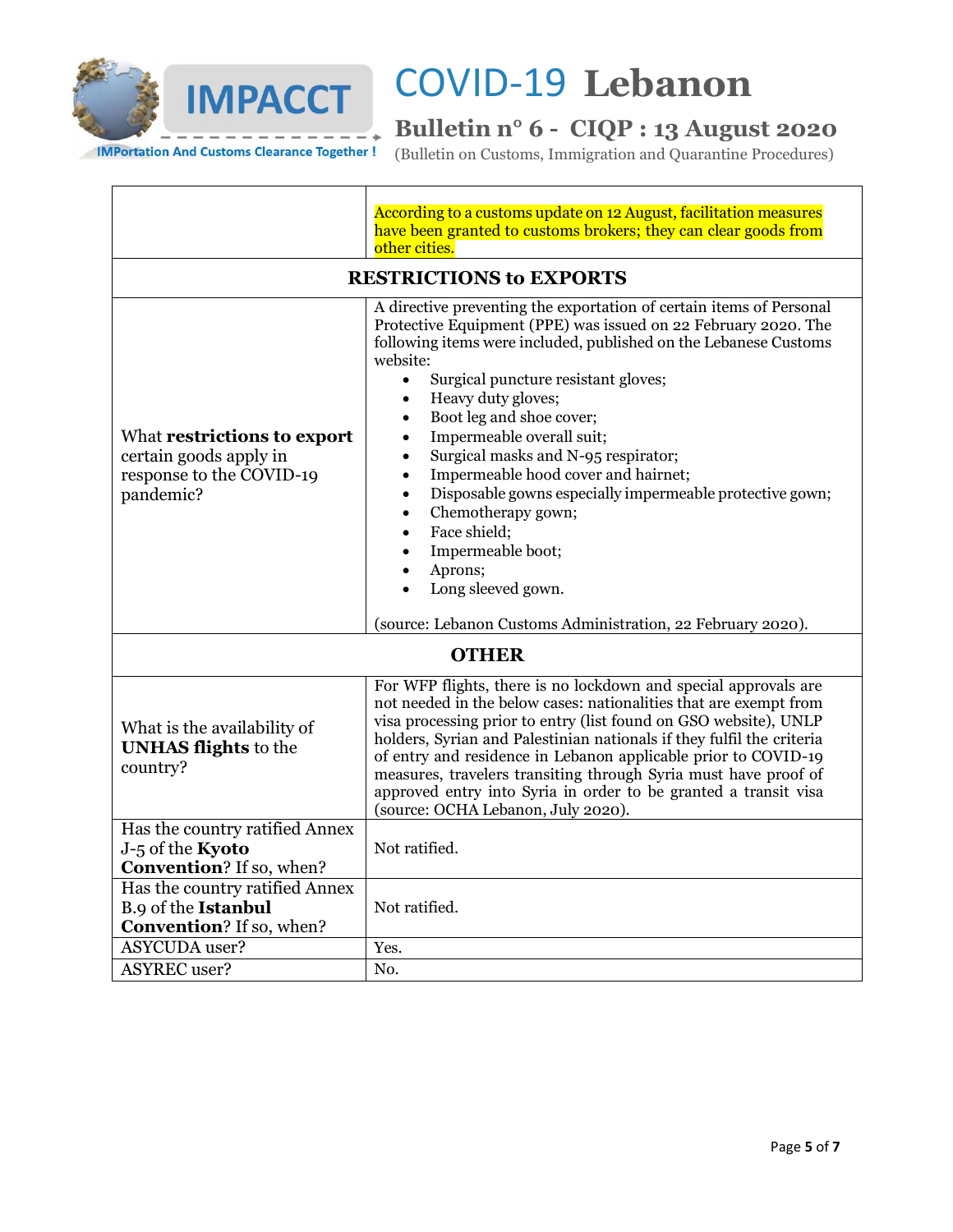| | |
|---|---|
| | According to a customs update on 12 August, facilitation measures have been granted to customs brokers; they can clear goods from other cities. |
| **RESTRICTIONS to EXPORTS** | |
| What **restrictions to export** certain goods apply in response to the COVID-19 pandemic? | A directive preventing the exportation of certain items of Personal Protective Equipment (PPE) was issued on 22 February 2020. The following items were included, published on the Lebanese Customs website:<br>• Surgical puncture resistant gloves;<br>• Heavy duty gloves;<br>• Boot leg and shoe cover;<br>• Impermeable overall suit;<br>• Surgical masks and N-95 respirator;<br>• Impermeable hood cover and hairnet;<br>• Disposable gowns especially impermeable protective gown;<br>• Chemotherapy gown;<br>• Face shield;<br>• Impermeable boot;<br>• Aprons;<br>• Long sleeved gown.<br><br>(source: Lebanon Customs Administration, 22 February 2020). |
| **OTHER** | |
| What is the availability of **UNHAS flights** to the country? | For WFP flights, there is no lockdown and special approvals are not needed in the below cases: nationalities that are exempt from visa processing prior to entry (list found on GSO website), UNLP holders, Syrian and Palestinian nationals if they fulfil the criteria of entry and residence in Lebanon applicable prior to COVID-19 measures, travelers transiting through Syria must have proof of approved entry into Syria in order to be granted a transit visa (source: OCHA Lebanon, July 2020). |
| Has the country ratified Annex J-5 of the **Kyoto Convention**? If so, when? | Not ratified. |
| Has the country ratified Annex B.9 of the **Istanbul Convention**? If so, when? | Not ratified. |
| ASYCUDA user? | Yes. |
| ASYREC user? | No. |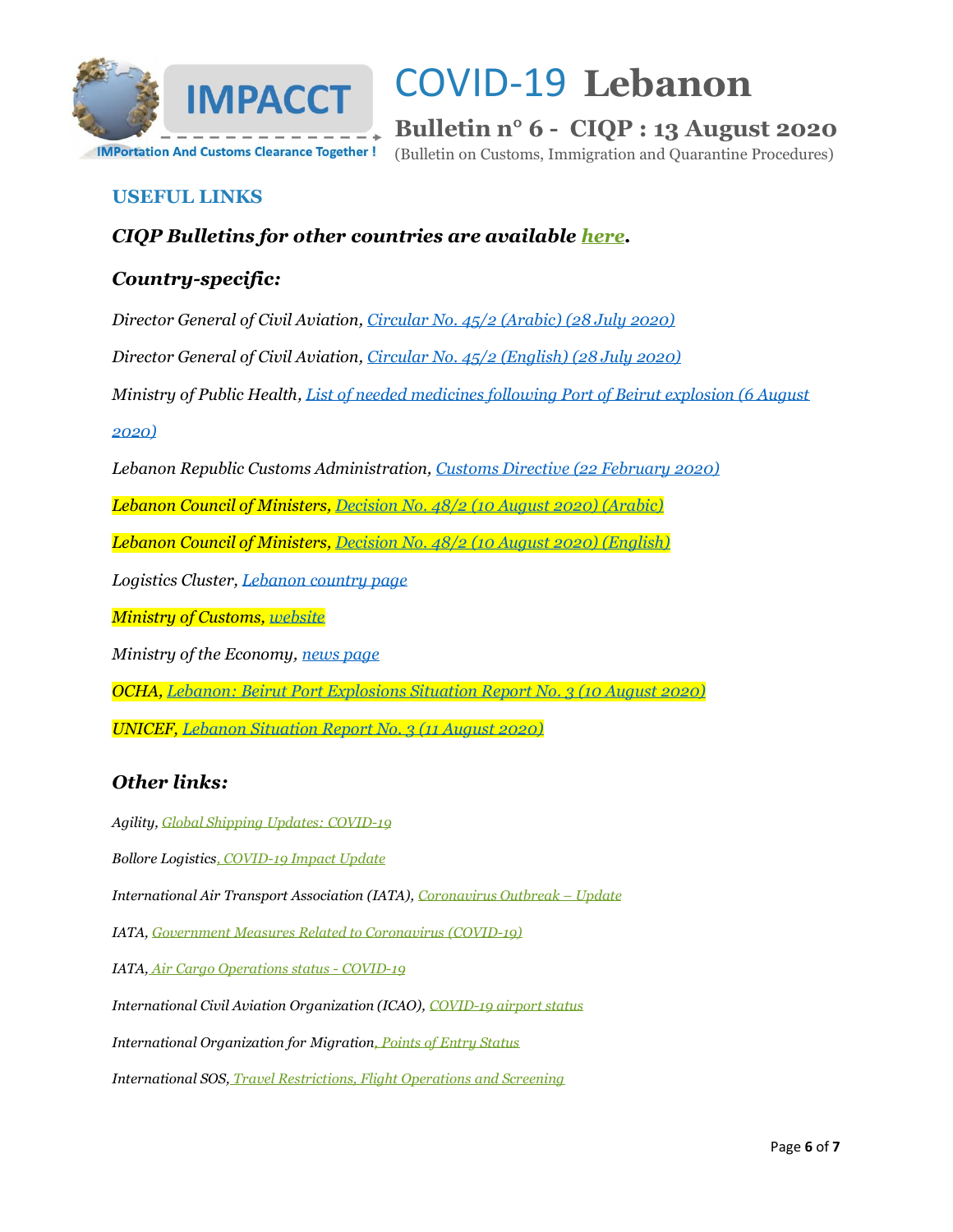## USEFUL LINKS

### *CIQP Bulletins for other countries are available here.*

### *Country-specific:*

*Director General of Civil Aviation, Circular No. 45/2 (Arabic) (28 July 2020)*

*Director General of Civil Aviation, Circular No. 45/2 (English) (28 July 2020)*

*Ministry of Public Health, List of needed medicines following Port of Beirut explosion (6 August 2020)*

*Lebanon Republic Customs Administration, Customs Directive (22 February 2020)*

*Lebanon Council of Ministers, Decision No. 48/2 (10 August 2020) (Arabic)*

*Lebanon Council of Ministers, Decision No. 48/2 (10 August 2020) (English)*

*Logistics Cluster, Lebanon country page*

*Ministry of Customs, website*

*Ministry of the Economy, news page*

*OCHA, Lebanon: Beirut Port Explosions Situation Report No. 3 (10 August 2020)*

*UNICEF, Lebanon Situation Report No. 3 (11 August 2020)*

### *Other links:*

*Agility, Global Shipping Updates: COVID-19*

*Bollore Logistics, COVID-19 Impact Update*

*International Air Transport Association (IATA), Coronavirus Outbreak – Update*

*IATA, Government Measures Related to Coronavirus (COVID-19)*

*IATA, Air Cargo Operations status - COVID-19*

*International Civil Aviation Organization (ICAO), COVID-19 airport status*

*International Organization for Migration, Points of Entry Status*

*International SOS, Travel Restrictions, Flight Operations and Screening*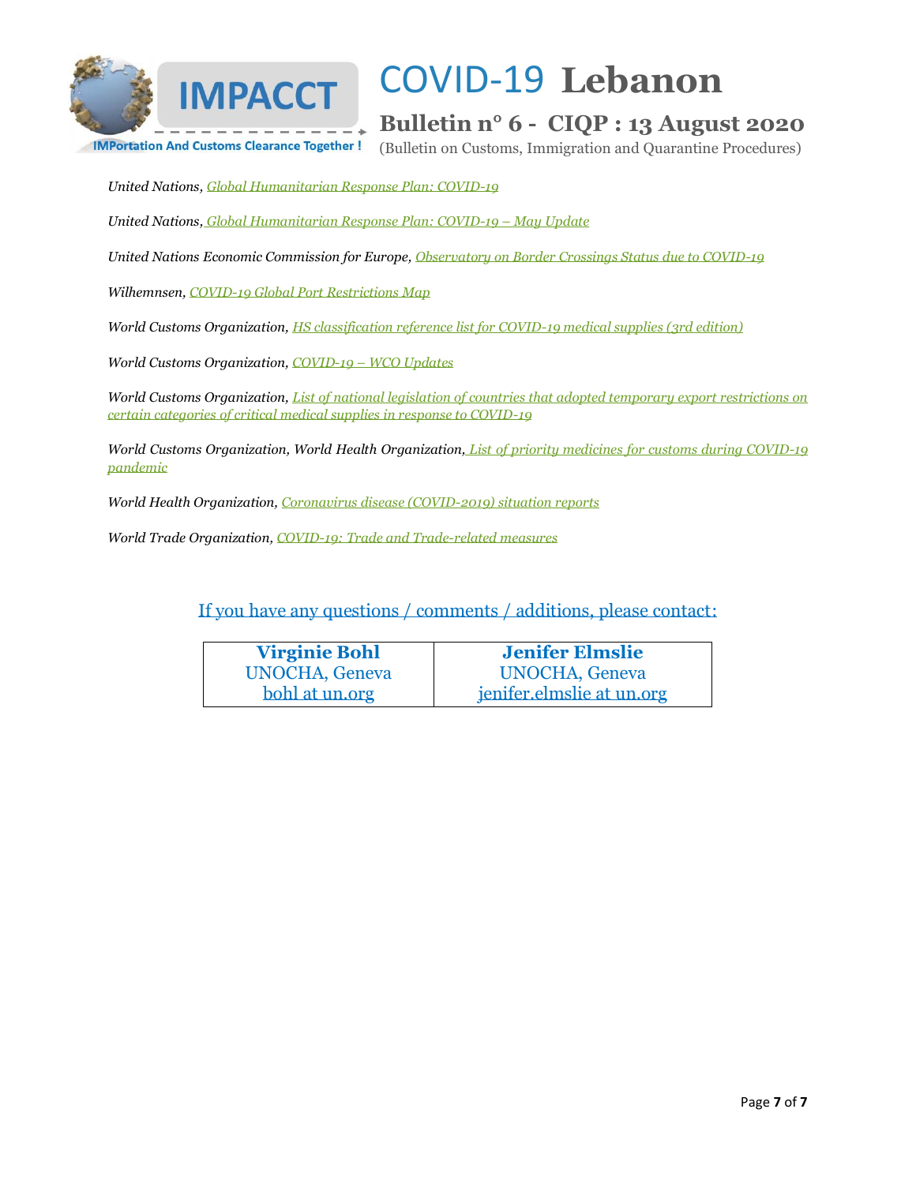*United Nations, Global Humanitarian Response Plan: COVID-19*

*United Nations, Global Humanitarian Response Plan: COVID-19 – May Update*

*United Nations Economic Commission for Europe, Observatory on Border Crossings Status due to COVID-19*

*Wilhemnsen, COVID-19 Global Port Restrictions Map*

*World Customs Organization, HS classification reference list for COVID-19 medical supplies (3rd edition)*

*World Customs Organization, COVID-19 – WCO Updates*

*World Customs Organization, List of national legislation of countries that adopted temporary export restrictions on certain categories of critical medical supplies in response to COVID-19*

*World Customs Organization, World Health Organization, List of priority medicines for customs during COVID-19 pandemic*

*World Health Organization, Coronavirus disease (COVID-2019) situation reports*

*World Trade Organization, COVID-19: Trade and Trade-related measures*

If you have any questions / comments / additions, please contact:

| | |
|---|---|
| **Virginie Bohl**<br>UNOCHA, Geneva<br>bohl at un.org | **Jenifer Elmslie**<br>UNOCHA, Geneva<br>jenifer.elmslie at un.org |